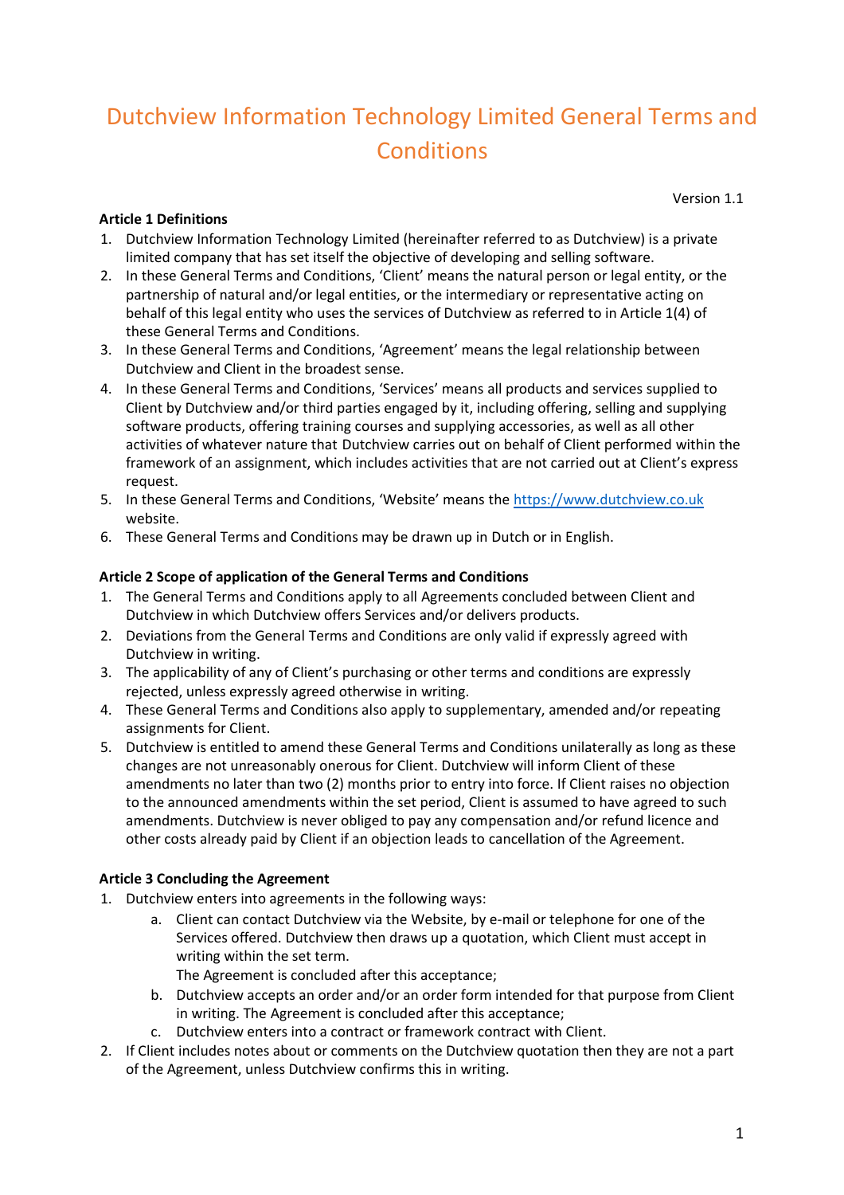# Dutchview Information Technology Limited General Terms and Conditions

Version 1.1

**Article 1 Definitions**

1. Dutchview Information Technology Limited (hereinafter referred to as Dutchview) is a private limited company that has set itself the objective of developing and selling software.
2. In these General Terms and Conditions, 'Client' means the natural person or legal entity, or the partnership of natural and/or legal entities, or the intermediary or representative acting on behalf of this legal entity who uses the services of Dutchview as referred to in Article 1(4) of these General Terms and Conditions.
3. In these General Terms and Conditions, 'Agreement' means the legal relationship between Dutchview and Client in the broadest sense.
4. In these General Terms and Conditions, 'Services' means all products and services supplied to Client by Dutchview and/or third parties engaged by it, including offering, selling and supplying software products, offering training courses and supplying accessories, as well as all other activities of whatever nature that Dutchview carries out on behalf of Client performed within the framework of an assignment, which includes activities that are not carried out at Client's express request.
5. In these General Terms and Conditions, 'Website' means the https://www.dutchview.co.uk website.
6. These General Terms and Conditions may be drawn up in Dutch or in English.

**Article 2 Scope of application of the General Terms and Conditions**

1. The General Terms and Conditions apply to all Agreements concluded between Client and Dutchview in which Dutchview offers Services and/or delivers products.
2. Deviations from the General Terms and Conditions are only valid if expressly agreed with Dutchview in writing.
3. The applicability of any of Client's purchasing or other terms and conditions are expressly rejected, unless expressly agreed otherwise in writing.
4. These General Terms and Conditions also apply to supplementary, amended and/or repeating assignments for Client.
5. Dutchview is entitled to amend these General Terms and Conditions unilaterally as long as these changes are not unreasonably onerous for Client. Dutchview will inform Client of these amendments no later than two (2) months prior to entry into force. If Client raises no objection to the announced amendments within the set period, Client is assumed to have agreed to such amendments. Dutchview is never obliged to pay any compensation and/or refund licence and other costs already paid by Client if an objection leads to cancellation of the Agreement.

**Article 3 Concluding the Agreement**

1. Dutchview enters into agreements in the following ways:
    a. Client can contact Dutchview via the Website, by e-mail or telephone for one of the Services offered. Dutchview then draws up a quotation, which Client must accept in writing within the set term.
       The Agreement is concluded after this acceptance;
    b. Dutchview accepts an order and/or an order form intended for that purpose from Client in writing. The Agreement is concluded after this acceptance;
    c. Dutchview enters into a contract or framework contract with Client.
2. If Client includes notes about or comments on the Dutchview quotation then they are not a part of the Agreement, unless Dutchview confirms this in writing.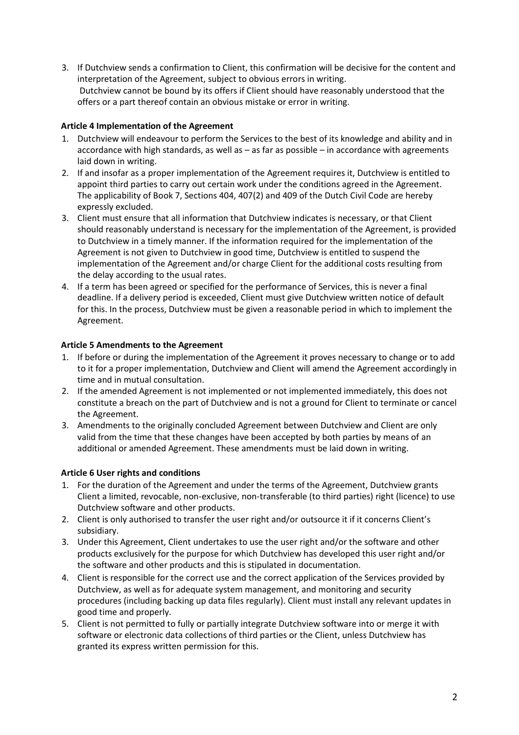3. If Dutchview sends a confirmation to Client, this confirmation will be decisive for the content and interpretation of the Agreement, subject to obvious errors in writing.
   Dutchview cannot be bound by its offers if Client should have reasonably understood that the offers or a part thereof contain an obvious mistake or error in writing.

**Article 4 Implementation of the Agreement**

1. Dutchview will endeavour to perform the Services to the best of its knowledge and ability and in accordance with high standards, as well as – as far as possible – in accordance with agreements laid down in writing.
2. If and insofar as a proper implementation of the Agreement requires it, Dutchview is entitled to appoint third parties to carry out certain work under the conditions agreed in the Agreement. The applicability of Book 7, Sections 404, 407(2) and 409 of the Dutch Civil Code are hereby expressly excluded.
3. Client must ensure that all information that Dutchview indicates is necessary, or that Client should reasonably understand is necessary for the implementation of the Agreement, is provided to Dutchview in a timely manner. If the information required for the implementation of the Agreement is not given to Dutchview in good time, Dutchview is entitled to suspend the implementation of the Agreement and/or charge Client for the additional costs resulting from the delay according to the usual rates.
4. If a term has been agreed or specified for the performance of Services, this is never a final deadline. If a delivery period is exceeded, Client must give Dutchview written notice of default for this. In the process, Dutchview must be given a reasonable period in which to implement the Agreement.

**Article 5 Amendments to the Agreement**

1. If before or during the implementation of the Agreement it proves necessary to change or to add to it for a proper implementation, Dutchview and Client will amend the Agreement accordingly in time and in mutual consultation.
2. If the amended Agreement is not implemented or not implemented immediately, this does not constitute a breach on the part of Dutchview and is not a ground for Client to terminate or cancel the Agreement.
3. Amendments to the originally concluded Agreement between Dutchview and Client are only valid from the time that these changes have been accepted by both parties by means of an additional or amended Agreement. These amendments must be laid down in writing.

**Article 6 User rights and conditions**

1. For the duration of the Agreement and under the terms of the Agreement, Dutchview grants Client a limited, revocable, non-exclusive, non-transferable (to third parties) right (licence) to use Dutchview software and other products.
2. Client is only authorised to transfer the user right and/or outsource it if it concerns Client's subsidiary.
3. Under this Agreement, Client undertakes to use the user right and/or the software and other products exclusively for the purpose for which Dutchview has developed this user right and/or the software and other products and this is stipulated in documentation.
4. Client is responsible for the correct use and the correct application of the Services provided by Dutchview, as well as for adequate system management, and monitoring and security procedures (including backing up data files regularly). Client must install any relevant updates in good time and properly.
5. Client is not permitted to fully or partially integrate Dutchview software into or merge it with software or electronic data collections of third parties or the Client, unless Dutchview has granted its express written permission for this.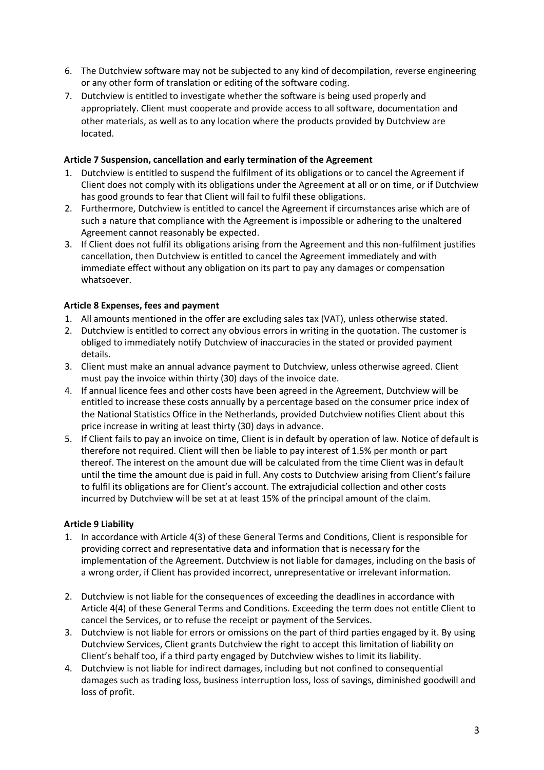6. The Dutchview software may not be subjected to any kind of decompilation, reverse engineering or any other form of translation or editing of the software coding.
7. Dutchview is entitled to investigate whether the software is being used properly and appropriately. Client must cooperate and provide access to all software, documentation and other materials, as well as to any location where the products provided by Dutchview are located.

**Article 7 Suspension, cancellation and early termination of the Agreement**

1. Dutchview is entitled to suspend the fulfilment of its obligations or to cancel the Agreement if Client does not comply with its obligations under the Agreement at all or on time, or if Dutchview has good grounds to fear that Client will fail to fulfil these obligations.
2. Furthermore, Dutchview is entitled to cancel the Agreement if circumstances arise which are of such a nature that compliance with the Agreement is impossible or adhering to the unaltered Agreement cannot reasonably be expected.
3. If Client does not fulfil its obligations arising from the Agreement and this non-fulfilment justifies cancellation, then Dutchview is entitled to cancel the Agreement immediately and with immediate effect without any obligation on its part to pay any damages or compensation whatsoever.

**Article 8 Expenses, fees and payment**

1. All amounts mentioned in the offer are excluding sales tax (VAT), unless otherwise stated.
2. Dutchview is entitled to correct any obvious errors in writing in the quotation. The customer is obliged to immediately notify Dutchview of inaccuracies in the stated or provided payment details.
3. Client must make an annual advance payment to Dutchview, unless otherwise agreed. Client must pay the invoice within thirty (30) days of the invoice date.
4. If annual licence fees and other costs have been agreed in the Agreement, Dutchview will be entitled to increase these costs annually by a percentage based on the consumer price index of the National Statistics Office in the Netherlands, provided Dutchview notifies Client about this price increase in writing at least thirty (30) days in advance.
5. If Client fails to pay an invoice on time, Client is in default by operation of law. Notice of default is therefore not required. Client will then be liable to pay interest of 1.5% per month or part thereof. The interest on the amount due will be calculated from the time Client was in default until the time the amount due is paid in full. Any costs to Dutchview arising from Client's failure to fulfil its obligations are for Client's account. The extrajudicial collection and other costs incurred by Dutchview will be set at at least 15% of the principal amount of the claim.

**Article 9 Liability**

1. In accordance with Article 4(3) of these General Terms and Conditions, Client is responsible for providing correct and representative data and information that is necessary for the implementation of the Agreement. Dutchview is not liable for damages, including on the basis of a wrong order, if Client has provided incorrect, unrepresentative or irrelevant information.
2. Dutchview is not liable for the consequences of exceeding the deadlines in accordance with Article 4(4) of these General Terms and Conditions. Exceeding the term does not entitle Client to cancel the Services, or to refuse the receipt or payment of the Services.
3. Dutchview is not liable for errors or omissions on the part of third parties engaged by it. By using Dutchview Services, Client grants Dutchview the right to accept this limitation of liability on Client's behalf too, if a third party engaged by Dutchview wishes to limit its liability.
4. Dutchview is not liable for indirect damages, including but not confined to consequential damages such as trading loss, business interruption loss, loss of savings, diminished goodwill and loss of profit.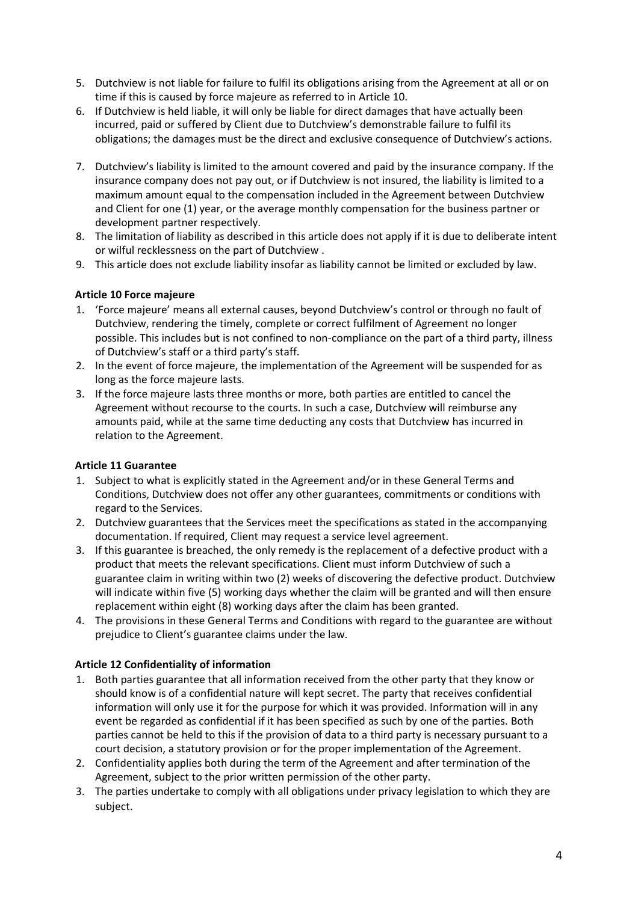5. Dutchview is not liable for failure to fulfil its obligations arising from the Agreement at all or on time if this is caused by force majeure as referred to in Article 10.
6. If Dutchview is held liable, it will only be liable for direct damages that have actually been incurred, paid or suffered by Client due to Dutchview's demonstrable failure to fulfil its obligations; the damages must be the direct and exclusive consequence of Dutchview's actions.
7. Dutchview's liability is limited to the amount covered and paid by the insurance company. If the insurance company does not pay out, or if Dutchview is not insured, the liability is limited to a maximum amount equal to the compensation included in the Agreement between Dutchview and Client for one (1) year, or the average monthly compensation for the business partner or development partner respectively.
8. The limitation of liability as described in this article does not apply if it is due to deliberate intent or wilful recklessness on the part of Dutchview .
9. This article does not exclude liability insofar as liability cannot be limited or excluded by law.

**Article 10 Force majeure**

1. 'Force majeure' means all external causes, beyond Dutchview's control or through no fault of Dutchview, rendering the timely, complete or correct fulfilment of Agreement no longer possible. This includes but is not confined to non-compliance on the part of a third party, illness of Dutchview's staff or a third party's staff.
2. In the event of force majeure, the implementation of the Agreement will be suspended for as long as the force majeure lasts.
3. If the force majeure lasts three months or more, both parties are entitled to cancel the Agreement without recourse to the courts. In such a case, Dutchview will reimburse any amounts paid, while at the same time deducting any costs that Dutchview has incurred in relation to the Agreement.

**Article 11 Guarantee**

1. Subject to what is explicitly stated in the Agreement and/or in these General Terms and Conditions, Dutchview does not offer any other guarantees, commitments or conditions with regard to the Services.
2. Dutchview guarantees that the Services meet the specifications as stated in the accompanying documentation. If required, Client may request a service level agreement.
3. If this guarantee is breached, the only remedy is the replacement of a defective product with a product that meets the relevant specifications. Client must inform Dutchview of such a guarantee claim in writing within two (2) weeks of discovering the defective product. Dutchview will indicate within five (5) working days whether the claim will be granted and will then ensure replacement within eight (8) working days after the claim has been granted.
4. The provisions in these General Terms and Conditions with regard to the guarantee are without prejudice to Client's guarantee claims under the law.

**Article 12 Confidentiality of information**

1. Both parties guarantee that all information received from the other party that they know or should know is of a confidential nature will kept secret. The party that receives confidential information will only use it for the purpose for which it was provided. Information will in any event be regarded as confidential if it has been specified as such by one of the parties. Both parties cannot be held to this if the provision of data to a third party is necessary pursuant to a court decision, a statutory provision or for the proper implementation of the Agreement.
2. Confidentiality applies both during the term of the Agreement and after termination of the Agreement, subject to the prior written permission of the other party.
3. The parties undertake to comply with all obligations under privacy legislation to which they are subject.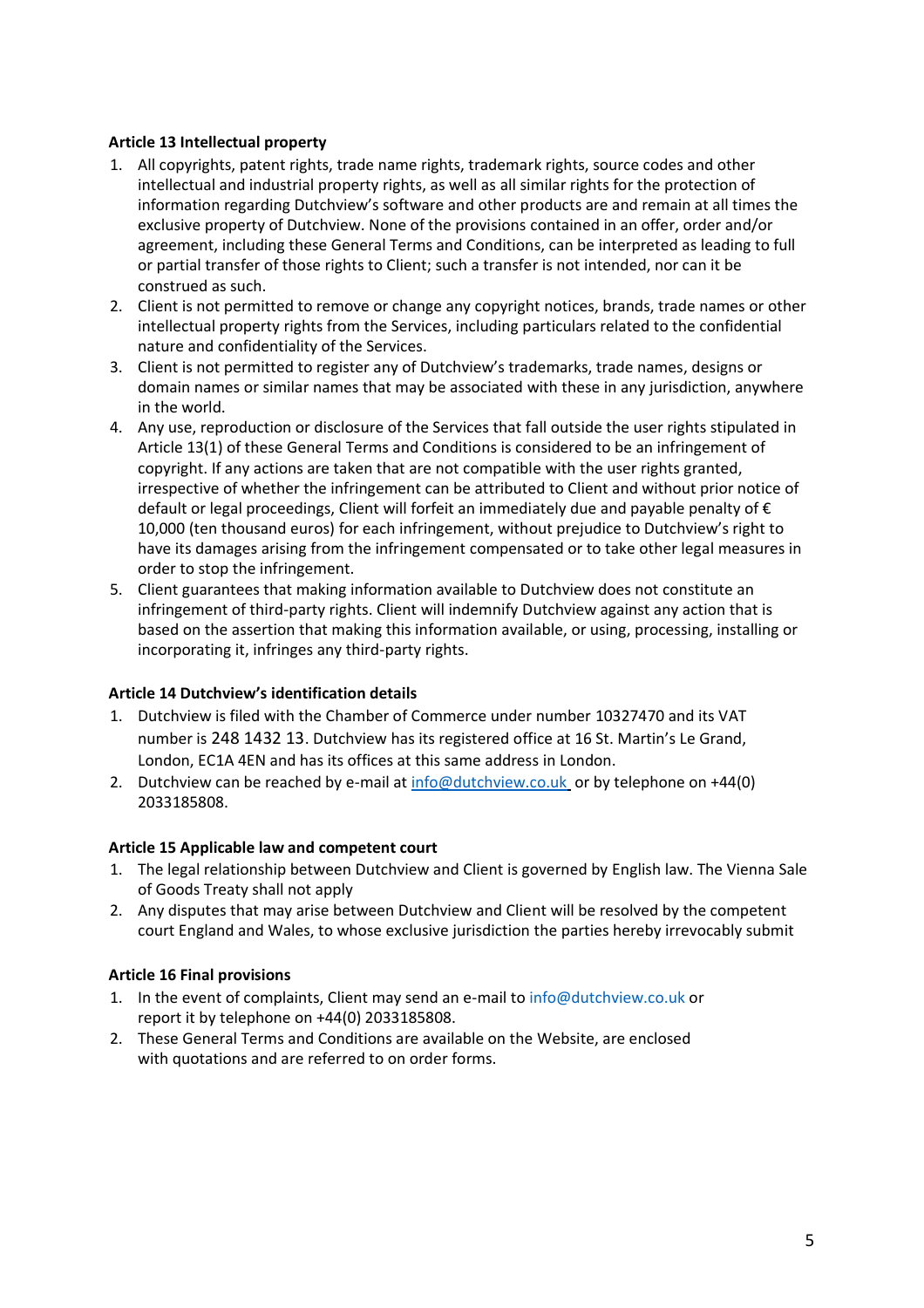**Article 13 Intellectual property**

1. All copyrights, patent rights, trade name rights, trademark rights, source codes and other intellectual and industrial property rights, as well as all similar rights for the protection of information regarding Dutchview's software and other products are and remain at all times the exclusive property of Dutchview. None of the provisions contained in an offer, order and/or agreement, including these General Terms and Conditions, can be interpreted as leading to full or partial transfer of those rights to Client; such a transfer is not intended, nor can it be construed as such.
2. Client is not permitted to remove or change any copyright notices, brands, trade names or other intellectual property rights from the Services, including particulars related to the confidential nature and confidentiality of the Services.
3. Client is not permitted to register any of Dutchview's trademarks, trade names, designs or domain names or similar names that may be associated with these in any jurisdiction, anywhere in the world.
4. Any use, reproduction or disclosure of the Services that fall outside the user rights stipulated in Article 13(1) of these General Terms and Conditions is considered to be an infringement of copyright. If any actions are taken that are not compatible with the user rights granted, irrespective of whether the infringement can be attributed to Client and without prior notice of default or legal proceedings, Client will forfeit an immediately due and payable penalty of € 10,000 (ten thousand euros) for each infringement, without prejudice to Dutchview's right to have its damages arising from the infringement compensated or to take other legal measures in order to stop the infringement.
5. Client guarantees that making information available to Dutchview does not constitute an infringement of third-party rights. Client will indemnify Dutchview against any action that is based on the assertion that making this information available, or using, processing, installing or incorporating it, infringes any third-party rights.

**Article 14 Dutchview's identification details**

1. Dutchview is filed with the Chamber of Commerce under number 10327470 and its VAT number is 248 1432 13. Dutchview has its registered office at 16 St. Martin's Le Grand, London, EC1A 4EN and has its offices at this same address in London.
2. Dutchview can be reached by e-mail at info@dutchview.co.uk or by telephone on +44(0) 2033185808.

**Article 15 Applicable law and competent court**

1. The legal relationship between Dutchview and Client is governed by English law. The Vienna Sale of Goods Treaty shall not apply
2. Any disputes that may arise between Dutchview and Client will be resolved by the competent court England and Wales, to whose exclusive jurisdiction the parties hereby irrevocably submit

**Article 16 Final provisions**

1. In the event of complaints, Client may send an e-mail to info@dutchview.co.uk or report it by telephone on +44(0) 2033185808.
2. These General Terms and Conditions are available on the Website, are enclosed with quotations and are referred to on order forms.